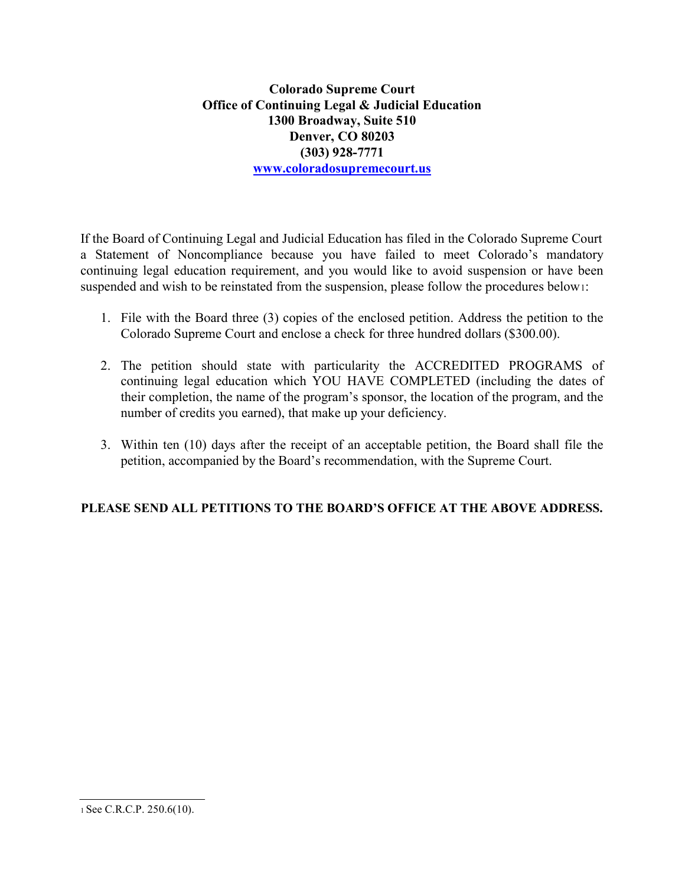**Colorado Supreme Court**
**Office of Continuing Legal & Judicial Education**
**1300 Broadway, Suite 510**
**Denver, CO 80203**
**(303) 928-7771**
**[www.coloradosupremecourt.us](http://www.coloradosupremecourt.us)**

If the Board of Continuing Legal and Judicial Education has filed in the Colorado Supreme Court a Statement of Noncompliance because you have failed to meet Colorado's mandatory continuing legal education requirement, and you would like to avoid suspension or have been suspended and wish to be reinstated from the suspension, please follow the procedures below[1]:

1. File with the Board three (3) copies of the enclosed petition. Address the petition to the Colorado Supreme Court and enclose a check for three hundred dollars ($300.00).

2. The petition should state with particularity the ACCREDITED PROGRAMS of continuing legal education which YOU HAVE COMPLETED (including the dates of their completion, the name of the program's sponsor, the location of the program, and the number of credits you earned), that make up your deficiency.

3. Within ten (10) days after the receipt of an acceptable petition, the Board shall file the petition, accompanied by the Board's recommendation, with the Supreme Court.

**PLEASE SEND ALL PETITIONS TO THE BOARD'S OFFICE AT THE ABOVE ADDRESS.**

---

[1] See C.R.C.P. 250.6(10).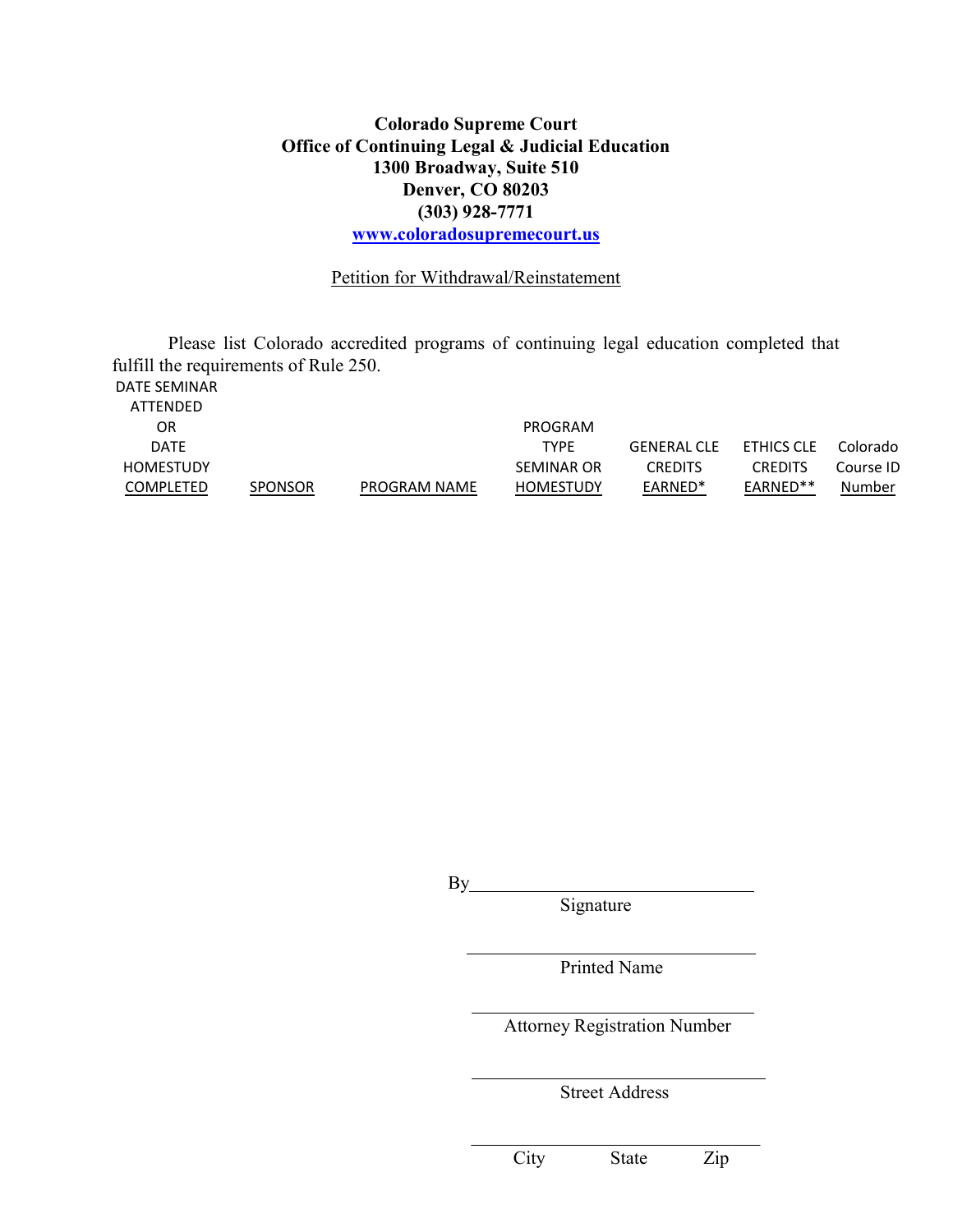**Colorado Supreme Court**
**Office of Continuing Legal & Judicial Education**
**1300 Broadway, Suite 510**
**Denver, CO 80203**
**(303) 928-7771**
**[www.coloradosupremecourt.us](http://www.coloradosupremecourt.us)**

Petition for Withdrawal/Reinstatement

Please list Colorado accredited programs of continuing legal education completed that fulfill the requirements of Rule 250.

| DATE SEMINAR ATTENDED OR DATE HOMESTUDY COMPLETED | SPONSOR | PROGRAM NAME | PROGRAM TYPE SEMINAR OR HOMESTUDY | GENERAL CLE CREDITS EARNED* | ETHICS CLE CREDITS EARNED** | Colorado Course ID Number |
|---|---|---|---|---|---|---|
| | | | | | | |

By_______________________________
Signature

_______________________________
Printed Name

_______________________________
Attorney Registration Number

_______________________________
Street Address

_______________________________
City State Zip